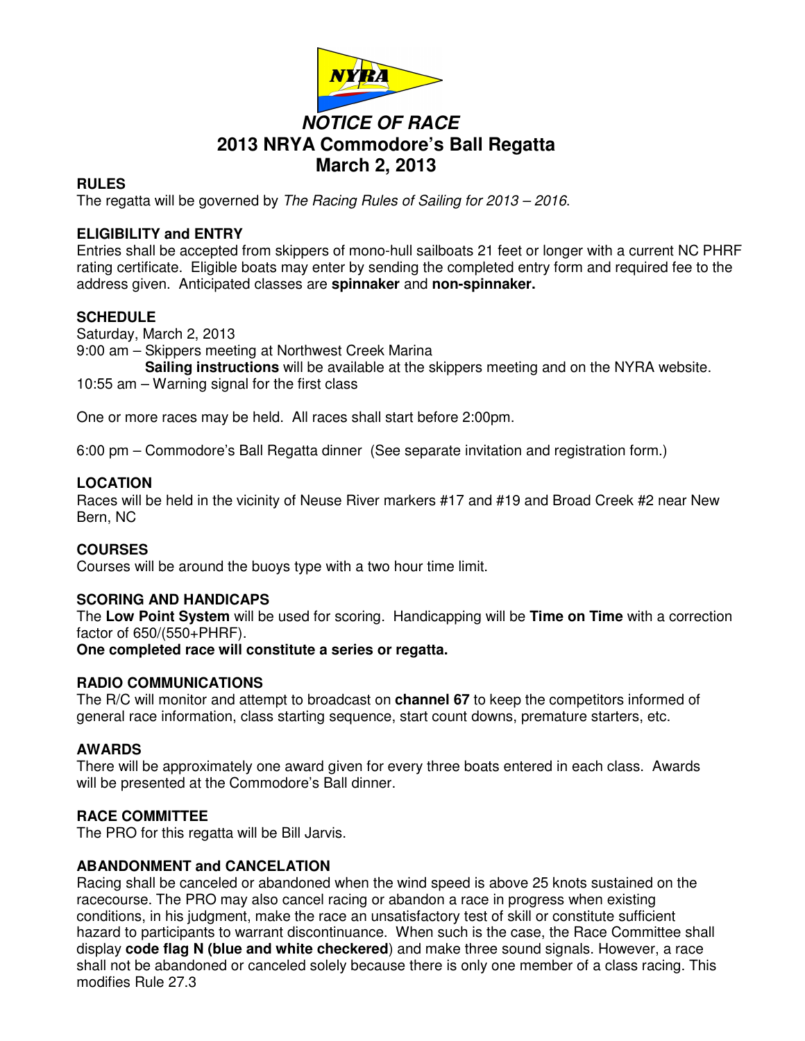# NOTICE OF RACE
# 2013 NRYA Commodore's Ball Regatta
# March 2, 2013

## RULES

The regatta will be governed by *The Racing Rules of Sailing for 2013 – 2016*.

## ELIGIBILITY and ENTRY

Entries shall be accepted from skippers of mono-hull sailboats 21 feet or longer with a current NC PHRF rating certificate. Eligible boats may enter by sending the completed entry form and required fee to the address given. Anticipated classes are **spinnaker** and **non-spinnaker.**

## SCHEDULE

Saturday, March 2, 2013

9:00 am – Skippers meeting at Northwest Creek Marina

**Sailing instructions** will be available at the skippers meeting and on the NYRA website.

10:55 am – Warning signal for the first class

One or more races may be held. All races shall start before 2:00pm.

6:00 pm – Commodore's Ball Regatta dinner (See separate invitation and registration form.)

## LOCATION

Races will be held in the vicinity of Neuse River markers #17 and #19 and Broad Creek #2 near New Bern, NC

## COURSES

Courses will be around the buoys type with a two hour time limit.

## SCORING AND HANDICAPS

The **Low Point System** will be used for scoring. Handicapping will be **Time on Time** with a correction factor of 650/(550+PHRF).

**One completed race will constitute a series or regatta.**

## RADIO COMMUNICATIONS

The R/C will monitor and attempt to broadcast on **channel 67** to keep the competitors informed of general race information, class starting sequence, start count downs, premature starters, etc.

## AWARDS

There will be approximately one award given for every three boats entered in each class. Awards will be presented at the Commodore's Ball dinner.

## RACE COMMITTEE

The PRO for this regatta will be Bill Jarvis.

## ABANDONMENT and CANCELATION

Racing shall be canceled or abandoned when the wind speed is above 25 knots sustained on the racecourse. The PRO may also cancel racing or abandon a race in progress when existing conditions, in his judgment, make the race an unsatisfactory test of skill or constitute sufficient hazard to participants to warrant discontinuance. When such is the case, the Race Committee shall display **code flag N (blue and white checkered**) and make three sound signals. However, a race shall not be abandoned or canceled solely because there is only one member of a class racing. This modifies Rule 27.3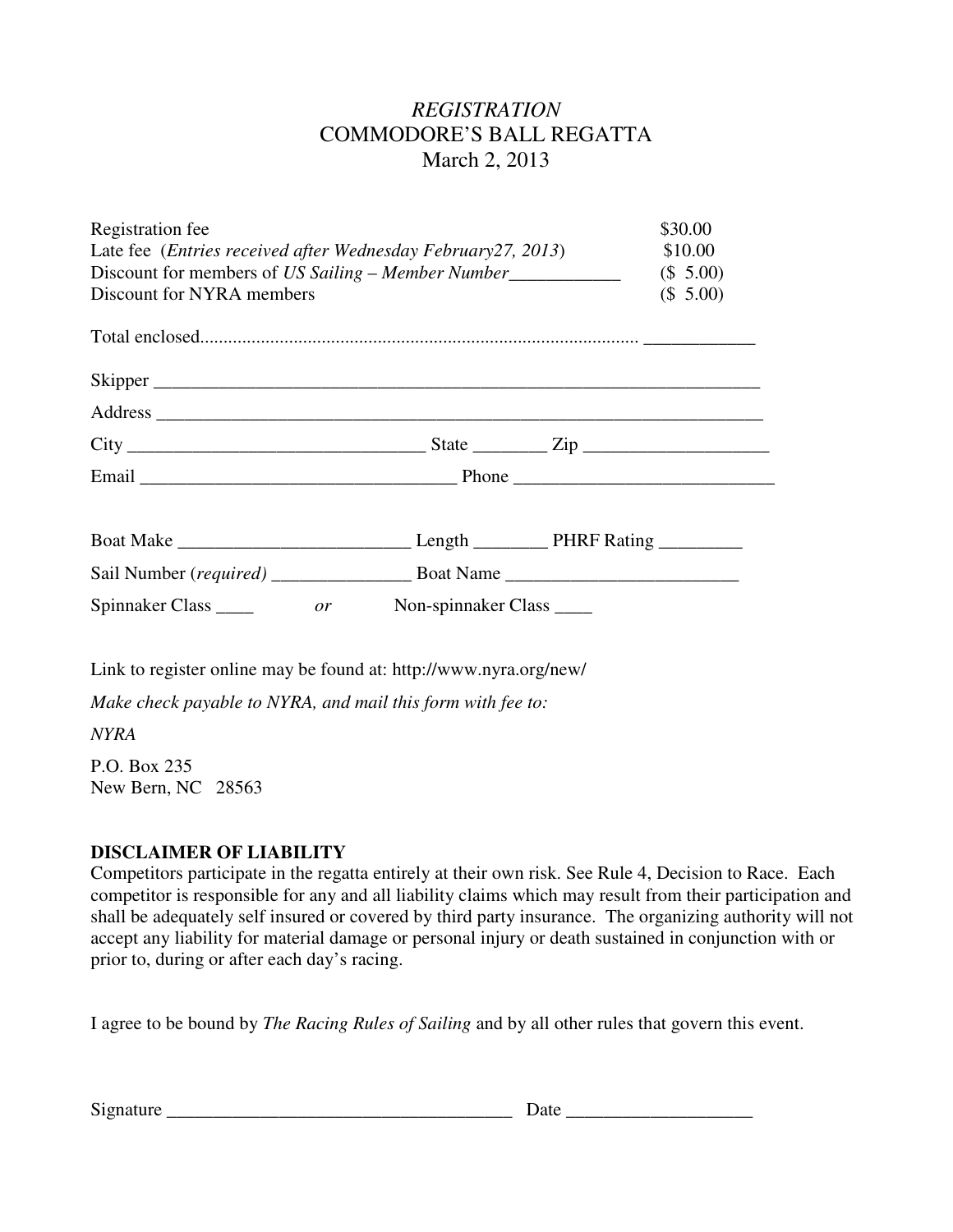*REGISTRATION*
COMMODORE'S BALL REGATTA
March 2, 2013

| | |
|---|---|
| Registration fee | $30.00 |
| Late fee (*Entries received after Wednesday February27, 2013*) | $10.00 |
| Discount for members of *US Sailing – Member Number____________* | ($ 5.00) |
| Discount for NYRA members | ($ 5.00) |

Total enclosed.............................................................................................. ____________

Skipper ____________________________________________________________________

Address ____________________________________________________________________

City ________________________________ State ________ Zip ___________________

Email __________________________________ Phone ____________________________

Boat Make _________________________ Length ________ PHRF Rating _________

Sail Number (*required*) _______________ Boat Name _________________________

Spinnaker Class ____ *or* Non-spinnaker Class ____

Link to register online may be found at: http://www.nyra.org/new/

*Make check payable to NYRA, and mail this form with fee to:*

*NYRA*

P.O. Box 235
New Bern, NC 28563

**DISCLAIMER OF LIABILITY**
Competitors participate in the regatta entirely at their own risk. See Rule 4, Decision to Race. Each competitor is responsible for any and all liability claims which may result from their participation and shall be adequately self insured or covered by third party insurance. The organizing authority will not accept any liability for material damage or personal injury or death sustained in conjunction with or prior to, during or after each day's racing.

I agree to be bound by *The Racing Rules of Sailing* and by all other rules that govern this event.

Signature _____________________________________ Date ___________________